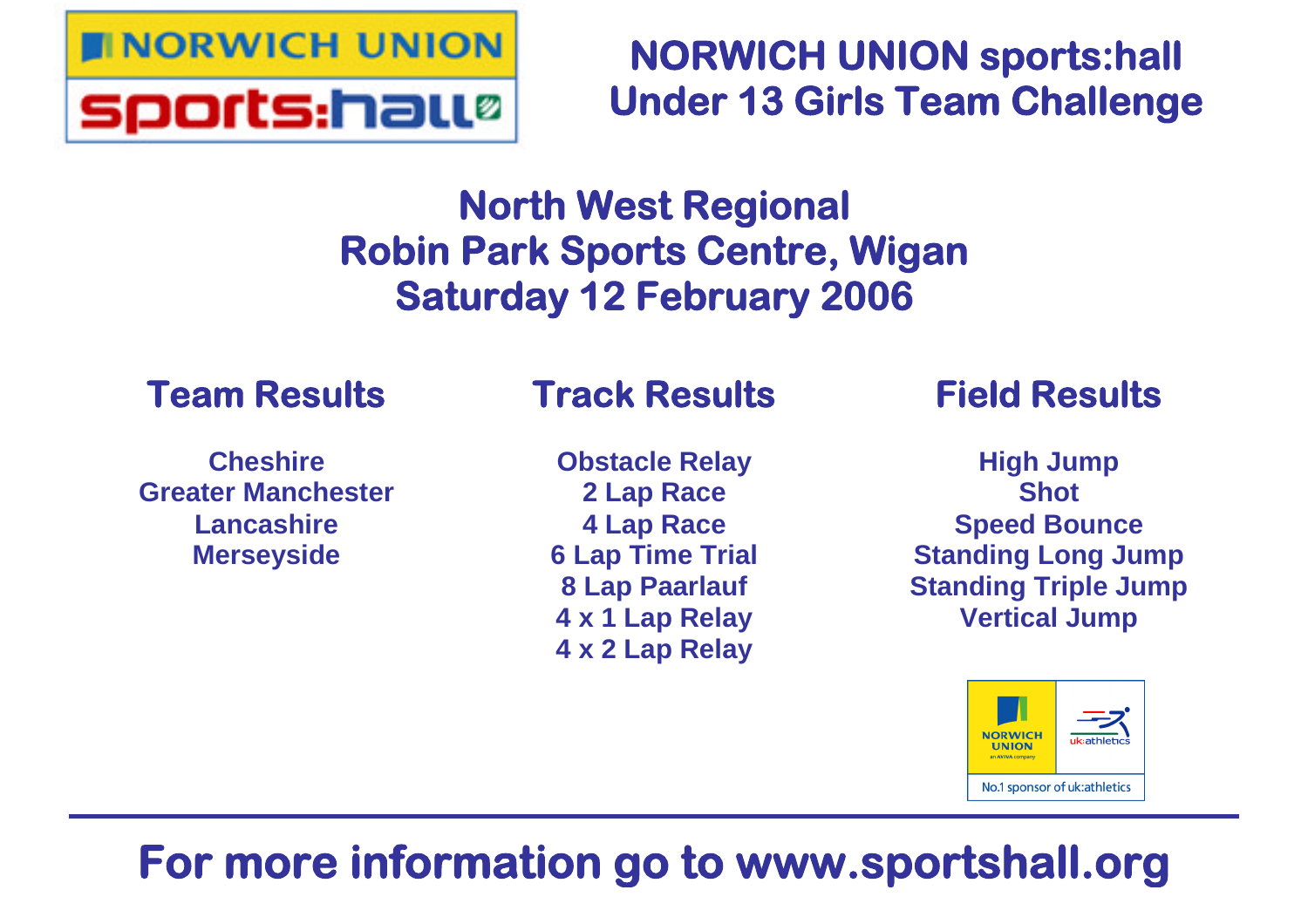# NORWICH UNION sports:hall Under 13 Girls Team Challenge

## North West Regional
## Robin Park Sports Centre, Wigan
## Saturday 12 February 2006

### Team Results

Cheshire
Greater Manchester
Lancashire
Merseyside

### Track Results

Obstacle Relay
2 Lap Race
4 Lap Race
6 Lap Time Trial
8 Lap Paarlauf
4 x 1 Lap Relay
4 x 2 Lap Relay

### Field Results

High Jump
Shot
Speed Bounce
Standing Long Jump
Standing Triple Jump
Vertical Jump

NORWICH UNION an AVIVA company | uk:athletics
No.1 sponsor of uk:athletics

---

**For more information go to www.sportshall.org**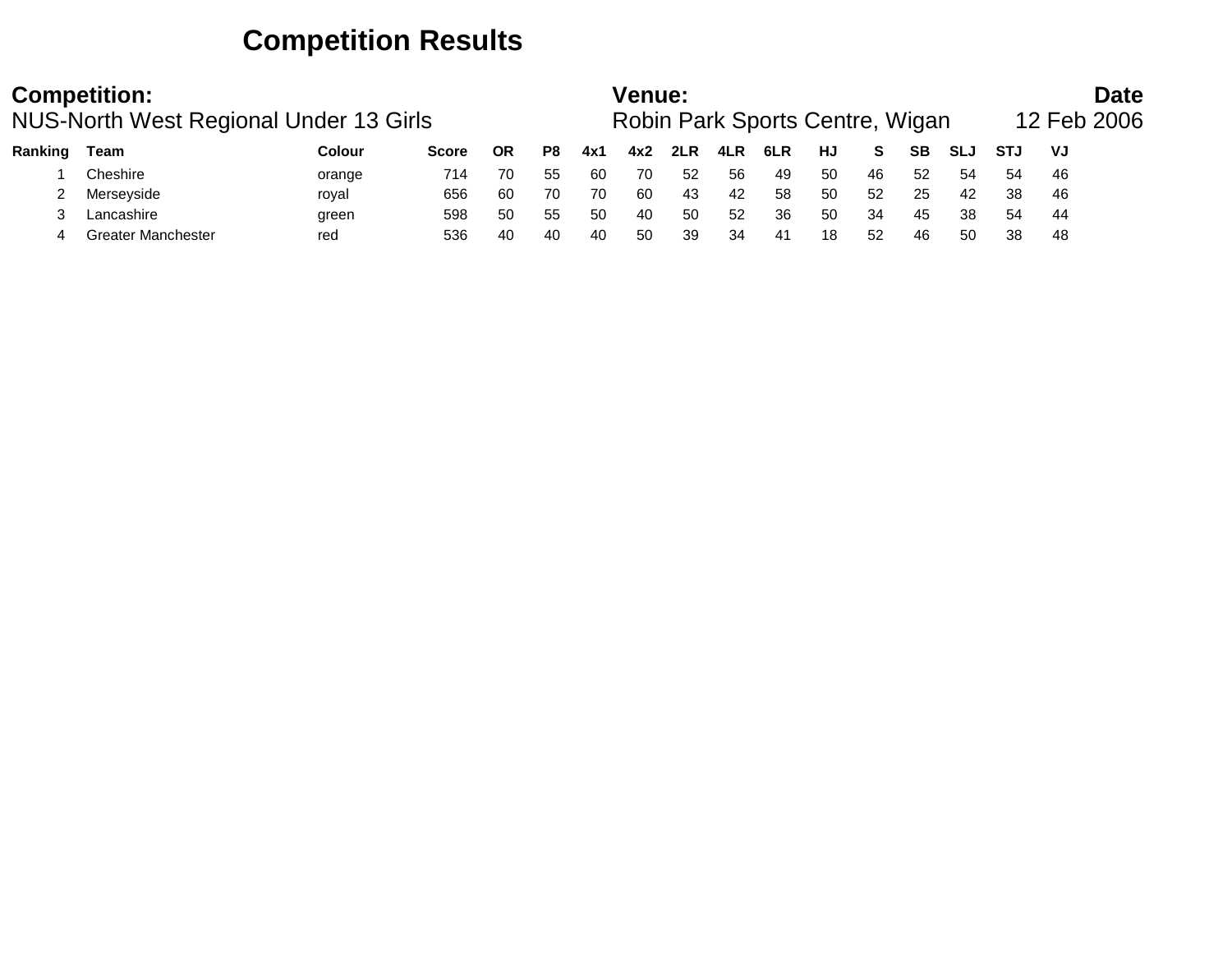# Competition Results

**Competition:** NUS-North West Regional Under 13 Girls

**Venue:** Robin Park Sports Centre, Wigan

**Date** 12 Feb 2006

| Ranking | Team | Colour | Score | OR | P8 | 4x1 | 4x2 | 2LR | 4LR | 6LR | HJ | S | SB | SLJ | STJ | VJ |
|---|---|---|---|---|---|---|---|---|---|---|---|---|---|---|---|---|
| 1 | Cheshire | orange | 714 | 70 | 55 | 60 | 70 | 52 | 56 | 49 | 50 | 46 | 52 | 54 | 54 | 46 |
| 2 | Merseyside | royal | 656 | 60 | 70 | 70 | 60 | 43 | 42 | 58 | 50 | 52 | 25 | 42 | 38 | 46 |
| 3 | Lancashire | green | 598 | 50 | 55 | 50 | 40 | 50 | 52 | 36 | 50 | 34 | 45 | 38 | 54 | 44 |
| 4 | Greater Manchester | red | 536 | 40 | 40 | 40 | 50 | 39 | 34 | 41 | 18 | 52 | 46 | 50 | 38 | 48 |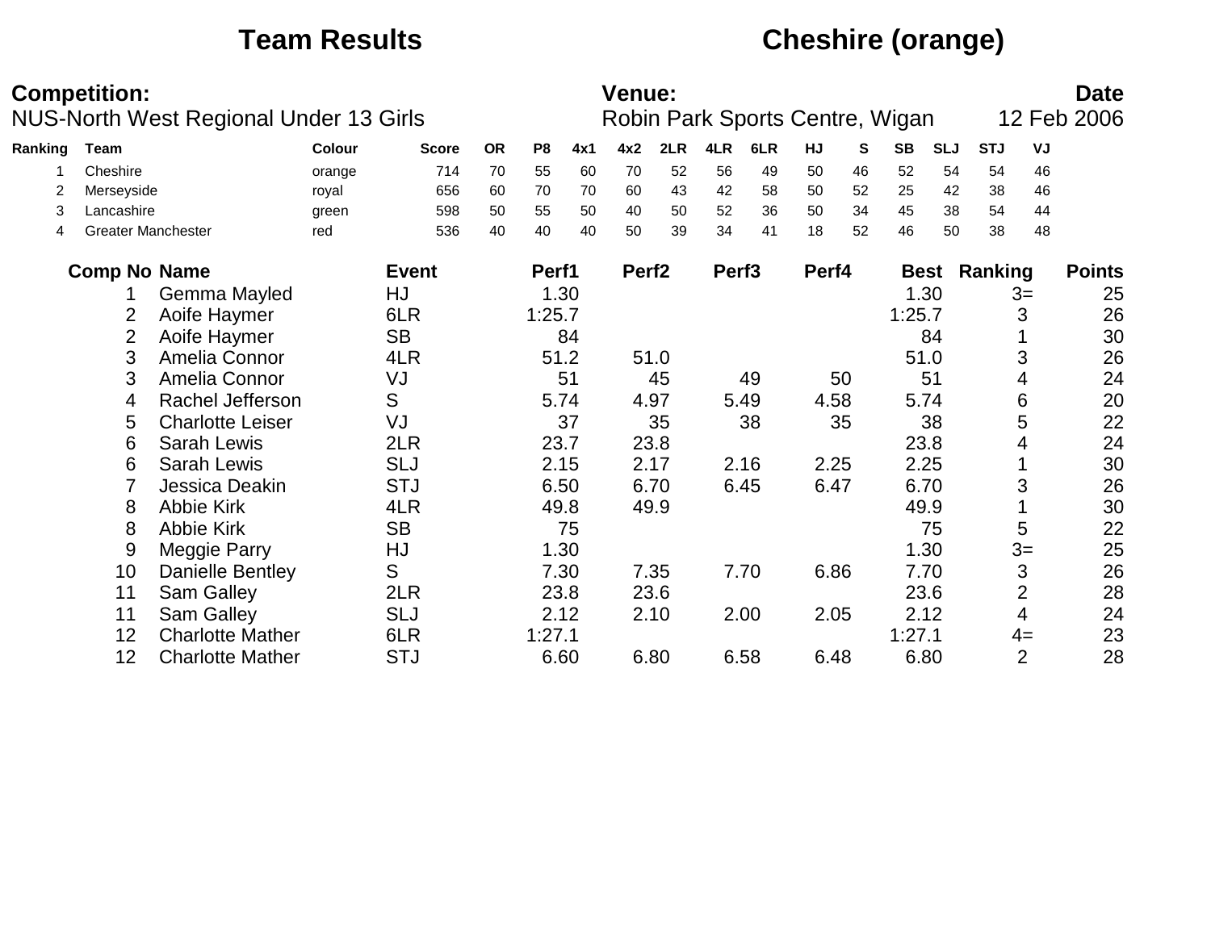# Team Results — Cheshire (orange)

**Competition:**
NUS-North West Regional Under 13 Girls

**Venue:**
Robin Park Sports Centre, Wigan

**Date**
12 Feb 2006

| Ranking | Team | Colour | Score | OR | P8 | 4x1 | 4x2 | 2LR | 4LR | 6LR | HJ | S | SB | SLJ | STJ | VJ |
|---|---|---|---|---|---|---|---|---|---|---|---|---|---|---|---|---|
| 1 | Cheshire | orange | 714 | 70 | 55 | 60 | 70 | 52 | 56 | 49 | 50 | 46 | 52 | 54 | 54 | 46 |
| 2 | Merseyside | royal | 656 | 60 | 70 | 70 | 60 | 43 | 42 | 58 | 50 | 52 | 25 | 42 | 38 | 46 |
| 3 | Lancashire | green | 598 | 50 | 55 | 50 | 40 | 50 | 52 | 36 | 50 | 34 | 45 | 38 | 54 | 44 |
| 4 | Greater Manchester | red | 536 | 40 | 40 | 40 | 50 | 39 | 34 | 41 | 18 | 52 | 46 | 50 | 38 | 48 |

| Comp No | Name | Event | Perf1 | Perf2 | Perf3 | Perf4 | Best | Ranking | Points |
|---|---|---|---|---|---|---|---|---|---|
| 1 | Gemma Mayled | HJ | 1.30 | | | | 1.30 | 3= | 25 |
| 2 | Aoife Haymer | 6LR | 1:25.7 | | | | 1:25.7 | 3 | 26 |
| 2 | Aoife Haymer | SB | 84 | | | | 84 | 1 | 30 |
| 3 | Amelia Connor | 4LR | 51.2 | 51.0 | | | 51.0 | 3 | 26 |
| 3 | Amelia Connor | VJ | 51 | 45 | 49 | 50 | 51 | 4 | 24 |
| 4 | Rachel Jefferson | S | 5.74 | 4.97 | 5.49 | 4.58 | 5.74 | 6 | 20 |
| 5 | Charlotte Leiser | VJ | 37 | 35 | 38 | 35 | 38 | 5 | 22 |
| 6 | Sarah Lewis | 2LR | 23.7 | 23.8 | | | 23.8 | 4 | 24 |
| 6 | Sarah Lewis | SLJ | 2.15 | 2.17 | 2.16 | 2.25 | 2.25 | 1 | 30 |
| 7 | Jessica Deakin | STJ | 6.50 | 6.70 | 6.45 | 6.47 | 6.70 | 3 | 26 |
| 8 | Abbie Kirk | 4LR | 49.8 | 49.9 | | | 49.9 | 1 | 30 |
| 8 | Abbie Kirk | SB | 75 | | | | 75 | 5 | 22 |
| 9 | Meggie Parry | HJ | 1.30 | | | | 1.30 | 3= | 25 |
| 10 | Danielle Bentley | S | 7.30 | 7.35 | 7.70 | 6.86 | 7.70 | 3 | 26 |
| 11 | Sam Galley | 2LR | 23.8 | 23.6 | | | 23.6 | 2 | 28 |
| 11 | Sam Galley | SLJ | 2.12 | 2.10 | 2.00 | 2.05 | 2.12 | 4 | 24 |
| 12 | Charlotte Mather | 6LR | 1:27.1 | | | | 1:27.1 | 4= | 23 |
| 12 | Charlotte Mather | STJ | 6.60 | 6.80 | 6.58 | 6.48 | 6.80 | 2 | 28 |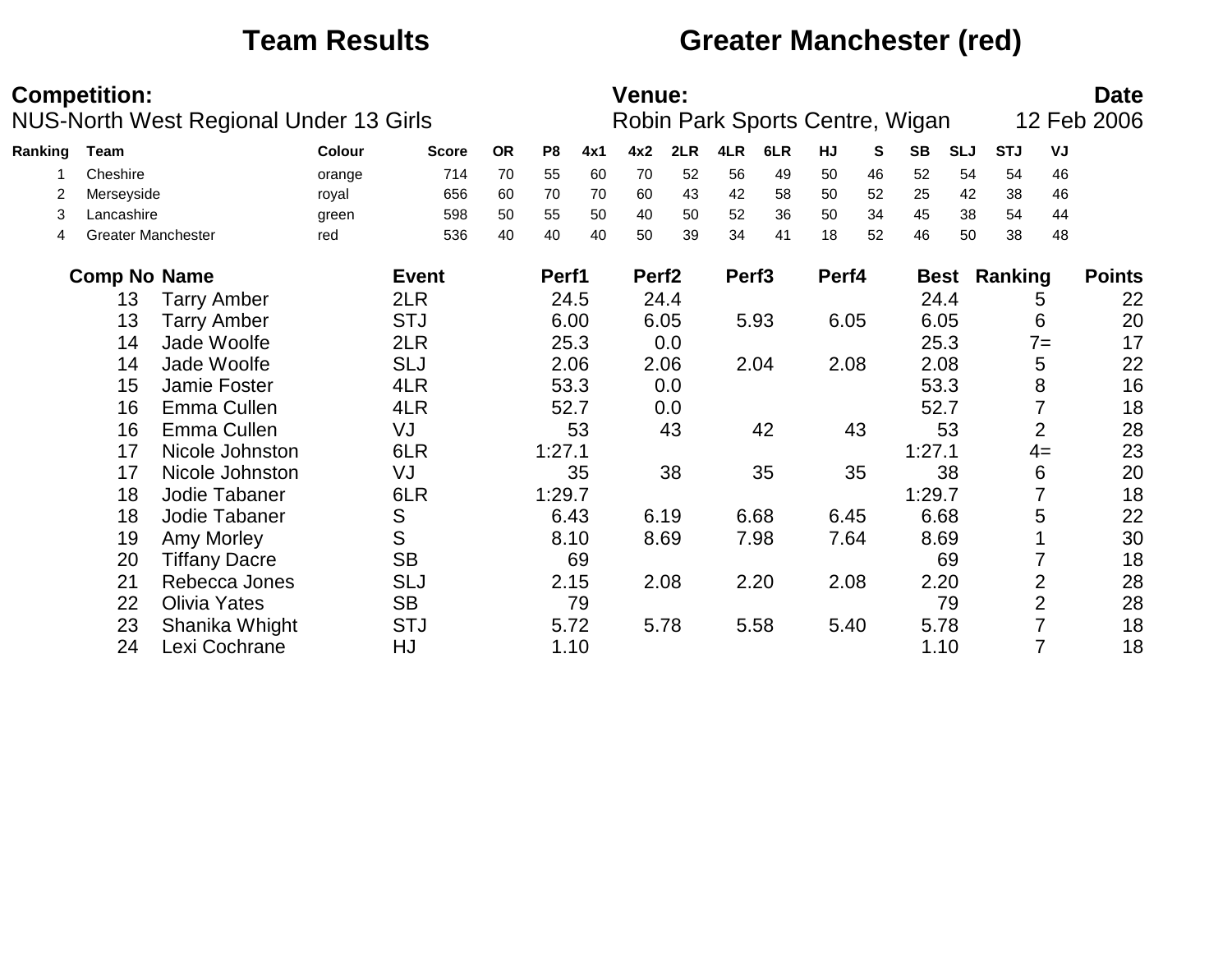# Team Results — Greater Manchester (red)

**Competition:**
NUS-North West Regional Under 13 Girls

**Venue:**
Robin Park Sports Centre, Wigan

**Date**
12 Feb 2006

| Ranking | Team | Colour | Score | OR | P8 | 4x1 | 4x2 | 2LR | 4LR | 6LR | HJ | S | SB | SLJ | STJ | VJ |
|---|---|---|---|---|---|---|---|---|---|---|---|---|---|---|---|---|
| 1 | Cheshire | orange | 714 | 70 | 55 | 60 | 70 | 52 | 56 | 49 | 50 | 46 | 52 | 54 | 54 | 46 |
| 2 | Merseyside | royal | 656 | 60 | 70 | 70 | 60 | 43 | 42 | 58 | 50 | 52 | 25 | 42 | 38 | 46 |
| 3 | Lancashire | green | 598 | 50 | 55 | 50 | 40 | 50 | 52 | 36 | 50 | 34 | 45 | 38 | 54 | 44 |
| 4 | Greater Manchester | red | 536 | 40 | 40 | 40 | 50 | 39 | 34 | 41 | 18 | 52 | 46 | 50 | 38 | 48 |

| Comp No | Name | Event | Perf1 | Perf2 | Perf3 | Perf4 | Best | Ranking | Points |
|---|---|---|---|---|---|---|---|---|---|
| 13 | Tarry Amber | 2LR | 24.5 | 24.4 | | | 24.4 | 5 | 22 |
| 13 | Tarry Amber | STJ | 6.00 | 6.05 | 5.93 | 6.05 | 6.05 | 6 | 20 |
| 14 | Jade Woolfe | 2LR | 25.3 | 0.0 | | | 25.3 | 7= | 17 |
| 14 | Jade Woolfe | SLJ | 2.06 | 2.06 | 2.04 | 2.08 | 2.08 | 5 | 22 |
| 15 | Jamie Foster | 4LR | 53.3 | 0.0 | | | 53.3 | 8 | 16 |
| 16 | Emma Cullen | 4LR | 52.7 | 0.0 | | | 52.7 | 7 | 18 |
| 16 | Emma Cullen | VJ | 53 | 43 | 42 | 43 | 53 | 2 | 28 |
| 17 | Nicole Johnston | 6LR | 1:27.1 | | | | 1:27.1 | 4= | 23 |
| 17 | Nicole Johnston | VJ | 35 | 38 | 35 | 35 | 38 | 6 | 20 |
| 18 | Jodie Tabaner | 6LR | 1:29.7 | | | | 1:29.7 | 7 | 18 |
| 18 | Jodie Tabaner | S | 6.43 | 6.19 | 6.68 | 6.45 | 6.68 | 5 | 22 |
| 19 | Amy Morley | S | 8.10 | 8.69 | 7.98 | 7.64 | 8.69 | 1 | 30 |
| 20 | Tiffany Dacre | SB | 69 | | | | 69 | 7 | 18 |
| 21 | Rebecca Jones | SLJ | 2.15 | 2.08 | 2.20 | 2.08 | 2.20 | 2 | 28 |
| 22 | Olivia Yates | SB | 79 | | | | 79 | 2 | 28 |
| 23 | Shanika Whight | STJ | 5.72 | 5.78 | 5.58 | 5.40 | 5.78 | 7 | 18 |
| 24 | Lexi Cochrane | HJ | 1.10 | | | | 1.10 | 7 | 18 |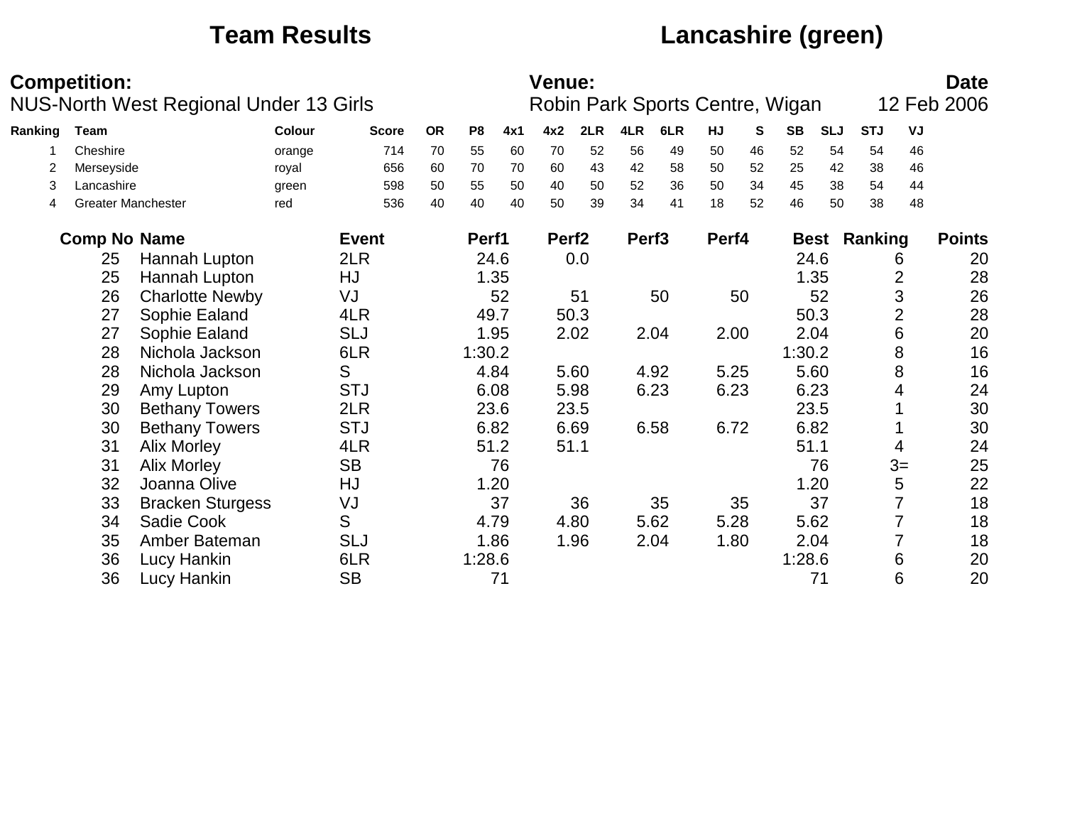# Team Results — Lancashire (green)

**Competition:** NUS-North West Regional Under 13 Girls

**Venue:** Robin Park Sports Centre, Wigan

**Date:** 12 Feb 2006

| Ranking | Team | Colour | Score | OR | P8 | 4x1 | 4x2 | 2LR | 4LR | 6LR | HJ | S | SB | SLJ | STJ | VJ |
|---|---|---|---|---|---|---|---|---|---|---|---|---|---|---|---|---|
| 1 | Cheshire | orange | 714 | 70 | 55 | 60 | 70 | 52 | 56 | 49 | 50 | 46 | 52 | 54 | 54 | 46 |
| 2 | Merseyside | royal | 656 | 60 | 70 | 70 | 60 | 43 | 42 | 58 | 50 | 52 | 25 | 42 | 38 | 46 |
| 3 | Lancashire | green | 598 | 50 | 55 | 50 | 40 | 50 | 52 | 36 | 50 | 34 | 45 | 38 | 54 | 44 |
| 4 | Greater Manchester | red | 536 | 40 | 40 | 40 | 50 | 39 | 34 | 41 | 18 | 52 | 46 | 50 | 38 | 48 |

| Comp No | Name | Event | Perf1 | Perf2 | Perf3 | Perf4 | Best | Ranking | Points |
|---|---|---|---|---|---|---|---|---|---|
| 25 | Hannah Lupton | 2LR | 24.6 | 0.0 | | | 24.6 | 6 | 20 |
| 25 | Hannah Lupton | HJ | 1.35 | | | | 1.35 | 2 | 28 |
| 26 | Charlotte Newby | VJ | 52 | 51 | 50 | 50 | 52 | 3 | 26 |
| 27 | Sophie Ealand | 4LR | 49.7 | 50.3 | | | 50.3 | 2 | 28 |
| 27 | Sophie Ealand | SLJ | 1.95 | 2.02 | 2.04 | 2.00 | 2.04 | 6 | 20 |
| 28 | Nichola Jackson | 6LR | 1:30.2 | | | | 1:30.2 | 8 | 16 |
| 28 | Nichola Jackson | S | 4.84 | 5.60 | 4.92 | 5.25 | 5.60 | 8 | 16 |
| 29 | Amy Lupton | STJ | 6.08 | 5.98 | 6.23 | 6.23 | 6.23 | 4 | 24 |
| 30 | Bethany Towers | 2LR | 23.6 | 23.5 | | | 23.5 | 1 | 30 |
| 30 | Bethany Towers | STJ | 6.82 | 6.69 | 6.58 | 6.72 | 6.82 | 1 | 30 |
| 31 | Alix Morley | 4LR | 51.2 | 51.1 | | | 51.1 | 4 | 24 |
| 31 | Alix Morley | SB | 76 | | | | 76 | 3= | 25 |
| 32 | Joanna Olive | HJ | 1.20 | | | | 1.20 | 5 | 22 |
| 33 | Bracken Sturgess | VJ | 37 | 36 | 35 | 35 | 37 | 7 | 18 |
| 34 | Sadie Cook | S | 4.79 | 4.80 | 5.62 | 5.28 | 5.62 | 7 | 18 |
| 35 | Amber Bateman | SLJ | 1.86 | 1.96 | 2.04 | 1.80 | 2.04 | 7 | 18 |
| 36 | Lucy Hankin | 6LR | 1:28.6 | | | | 1:28.6 | 6 | 20 |
| 36 | Lucy Hankin | SB | 71 | | | | 71 | 6 | 20 |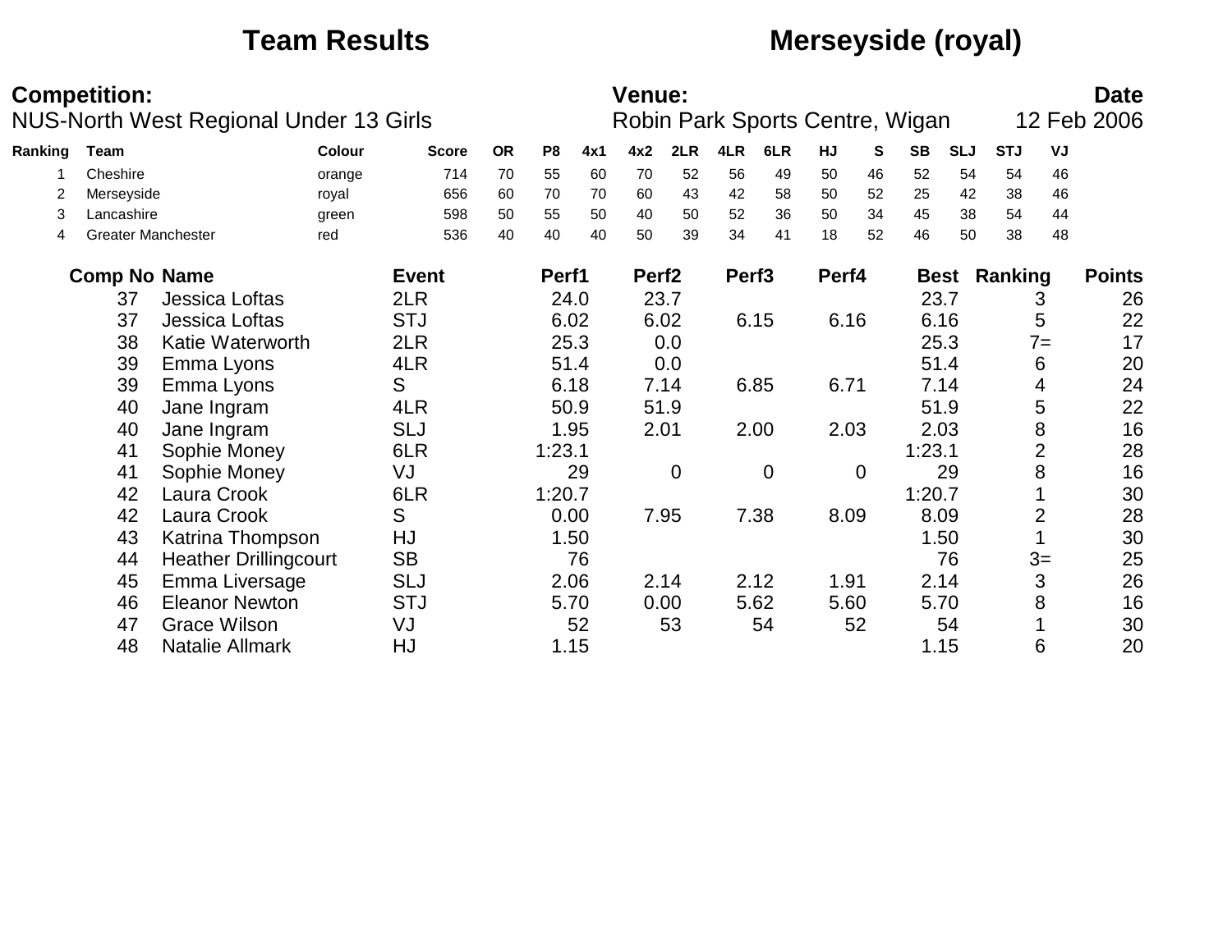# Team Results — Merseyside (royal)

**Competition:** NUS-North West Regional Under 13 Girls

**Venue:** Robin Park Sports Centre, Wigan

**Date:** 12 Feb 2006

| Ranking | Team | Colour | Score | OR | P8 | 4x1 | 4x2 | 2LR | 4LR | 6LR | HJ | S | SB | SLJ | STJ | VJ |
|---|---|---|---|---|---|---|---|---|---|---|---|---|---|---|---|---|
| 1 | Cheshire | orange | 714 | 70 | 55 | 60 | 70 | 52 | 56 | 49 | 50 | 46 | 52 | 54 | 54 | 46 |
| 2 | Merseyside | royal | 656 | 60 | 70 | 70 | 60 | 43 | 42 | 58 | 50 | 52 | 25 | 42 | 38 | 46 |
| 3 | Lancashire | green | 598 | 50 | 55 | 50 | 40 | 50 | 52 | 36 | 50 | 34 | 45 | 38 | 54 | 44 |
| 4 | Greater Manchester | red | 536 | 40 | 40 | 40 | 50 | 39 | 34 | 41 | 18 | 52 | 46 | 50 | 38 | 48 |

| Comp No | Name | Event | Perf1 | Perf2 | Perf3 | Perf4 | Best | Ranking | Points |
|---|---|---|---|---|---|---|---|---|---|
| 37 | Jessica Loftas | 2LR | 24.0 | 23.7 | | | 23.7 | 3 | 26 |
| 37 | Jessica Loftas | STJ | 6.02 | 6.02 | 6.15 | 6.16 | 6.16 | 5 | 22 |
| 38 | Katie Waterworth | 2LR | 25.3 | 0.0 | | | 25.3 | 7= | 17 |
| 39 | Emma Lyons | 4LR | 51.4 | 0.0 | | | 51.4 | 6 | 20 |
| 39 | Emma Lyons | S | 6.18 | 7.14 | 6.85 | 6.71 | 7.14 | 4 | 24 |
| 40 | Jane Ingram | 4LR | 50.9 | 51.9 | | | 51.9 | 5 | 22 |
| 40 | Jane Ingram | SLJ | 1.95 | 2.01 | 2.00 | 2.03 | 2.03 | 8 | 16 |
| 41 | Sophie Money | 6LR | 1:23.1 | | | | 1:23.1 | 2 | 28 |
| 41 | Sophie Money | VJ | 29 | 0 | 0 | 0 | 29 | 8 | 16 |
| 42 | Laura Crook | 6LR | 1:20.7 | | | | 1:20.7 | 1 | 30 |
| 42 | Laura Crook | S | 0.00 | 7.95 | 7.38 | 8.09 | 8.09 | 2 | 28 |
| 43 | Katrina Thompson | HJ | 1.50 | | | | 1.50 | 1 | 30 |
| 44 | Heather Drillingcourt | SB | 76 | | | | 76 | 3= | 25 |
| 45 | Emma Liversage | SLJ | 2.06 | 2.14 | 2.12 | 1.91 | 2.14 | 3 | 26 |
| 46 | Eleanor Newton | STJ | 5.70 | 0.00 | 5.62 | 5.60 | 5.70 | 8 | 16 |
| 47 | Grace Wilson | VJ | 52 | 53 | 54 | 52 | 54 | 1 | 30 |
| 48 | Natalie Allmark | HJ | 1.15 | | | | 1.15 | 6 | 20 |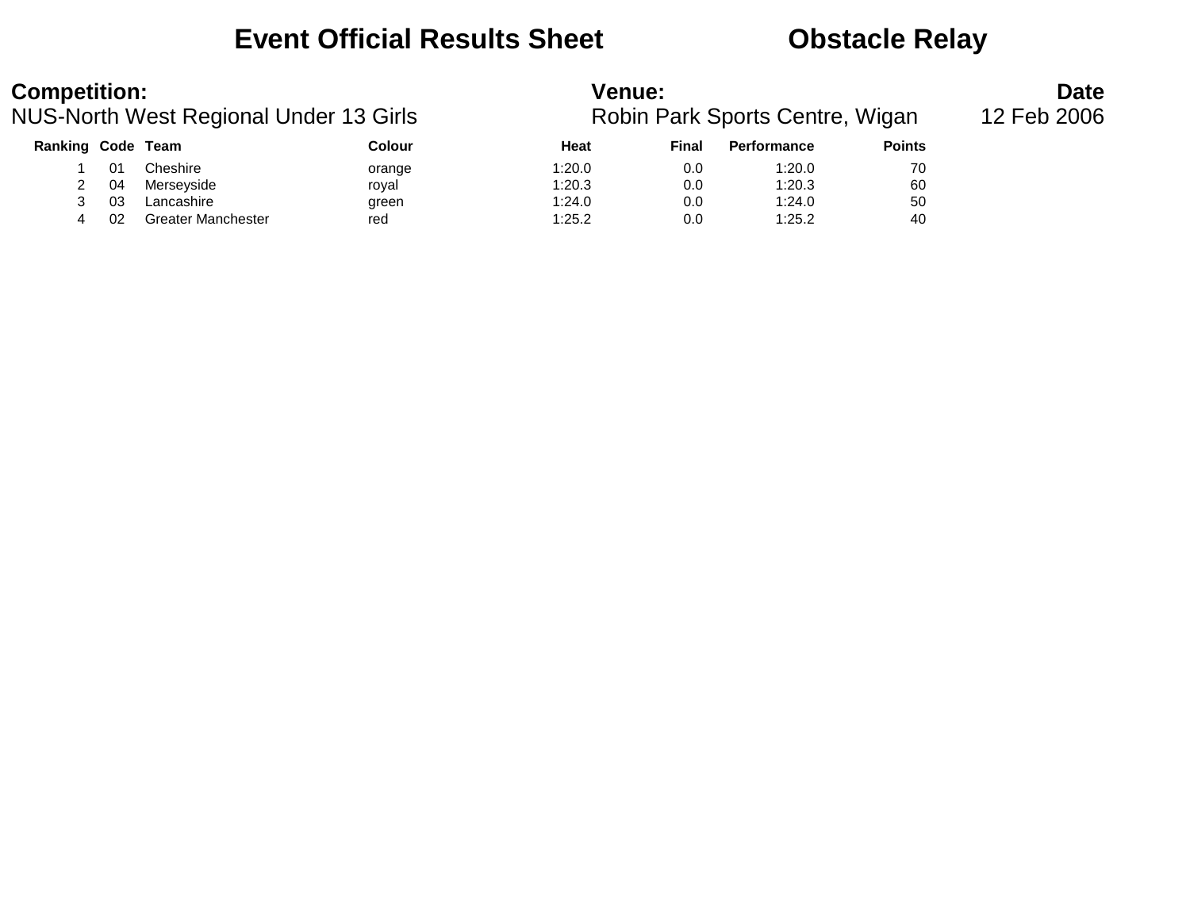# Event Official Results Sheet

# Obstacle Relay

**Competition:**
NUS-North West Regional Under 13 Girls

**Venue:**
Robin Park Sports Centre, Wigan

**Date**
12 Feb 2006

| Ranking | Code | Team | Colour | Heat | Final | Performance | Points |
|---|---|---|---|---|---|---|---|
| 1 | 01 | Cheshire | orange | 1:20.0 | 0.0 | 1:20.0 | 70 |
| 2 | 04 | Merseyside | royal | 1:20.3 | 0.0 | 1:20.3 | 60 |
| 3 | 03 | Lancashire | green | 1:24.0 | 0.0 | 1:24.0 | 50 |
| 4 | 02 | Greater Manchester | red | 1:25.2 | 0.0 | 1:25.2 | 40 |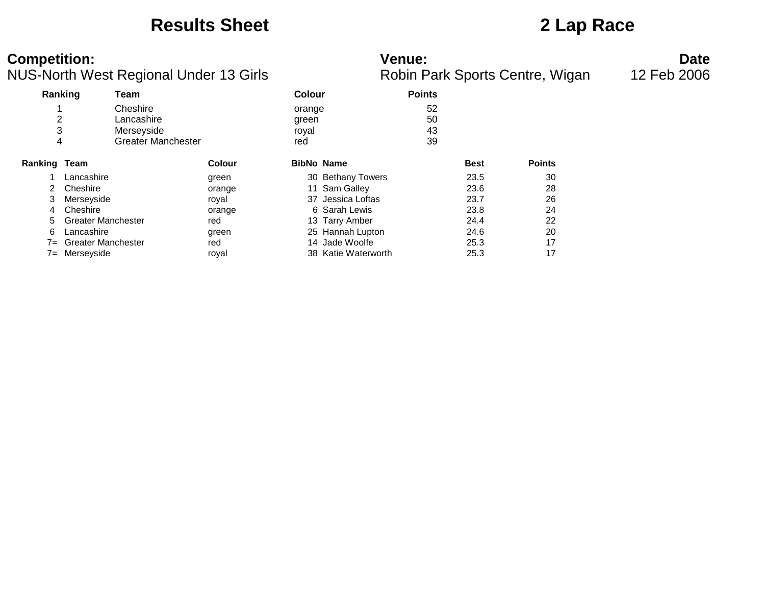# Results Sheet

## 2 Lap Race

**Competition:**
NUS-North West Regional Under 13 Girls

**Venue:**
Robin Park Sports Centre, Wigan

**Date**
12 Feb 2006

| Ranking | Team | Colour | Points |
|---|---|---|---|
| 1 | Cheshire | orange | 52 |
| 2 | Lancashire | green | 50 |
| 3 | Merseyside | royal | 43 |
| 4 | Greater Manchester | red | 39 |

| Ranking | Team | Colour | BibNo | Name | Best | Points |
|---|---|---|---|---|---|---|
| 1 | Lancashire | green | 30 | Bethany Towers | 23.5 | 30 |
| 2 | Cheshire | orange | 11 | Sam Galley | 23.6 | 28 |
| 3 | Merseyside | royal | 37 | Jessica Loftas | 23.7 | 26 |
| 4 | Cheshire | orange | 6 | Sarah Lewis | 23.8 | 24 |
| 5 | Greater Manchester | red | 13 | Tarry Amber | 24.4 | 22 |
| 6 | Lancashire | green | 25 | Hannah Lupton | 24.6 | 20 |
| 7= | Greater Manchester | red | 14 | Jade Woolfe | 25.3 | 17 |
| 7= | Merseyside | royal | 38 | Katie Waterworth | 25.3 | 17 |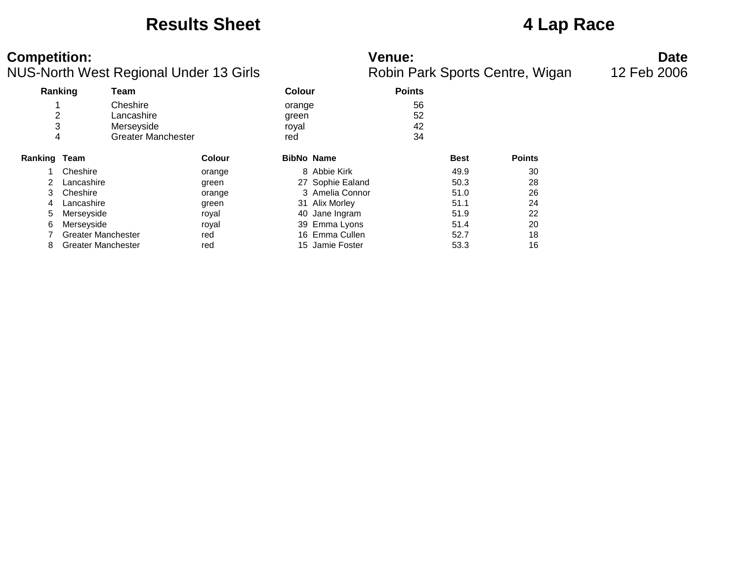# Results Sheet

# 4 Lap Race

**Competition:**
NUS-North West Regional Under 13 Girls

**Venue:**
Robin Park Sports Centre, Wigan

**Date**
12 Feb 2006

| Ranking | Team | Colour | Points |
|---|---|---|---|
| 1 | Cheshire | orange | 56 |
| 2 | Lancashire | green | 52 |
| 3 | Merseyside | royal | 42 |
| 4 | Greater Manchester | red | 34 |

| Ranking | Team | Colour | BibNo | Name | Best | Points |
|---|---|---|---|---|---|---|
| 1 | Cheshire | orange | 8 | Abbie Kirk | 49.9 | 30 |
| 2 | Lancashire | green | 27 | Sophie Ealand | 50.3 | 28 |
| 3 | Cheshire | orange | 3 | Amelia Connor | 51.0 | 26 |
| 4 | Lancashire | green | 31 | Alix Morley | 51.1 | 24 |
| 5 | Merseyside | royal | 40 | Jane Ingram | 51.9 | 22 |
| 6 | Merseyside | royal | 39 | Emma Lyons | 51.4 | 20 |
| 7 | Greater Manchester | red | 16 | Emma Cullen | 52.7 | 18 |
| 8 | Greater Manchester | red | 15 | Jamie Foster | 53.3 | 16 |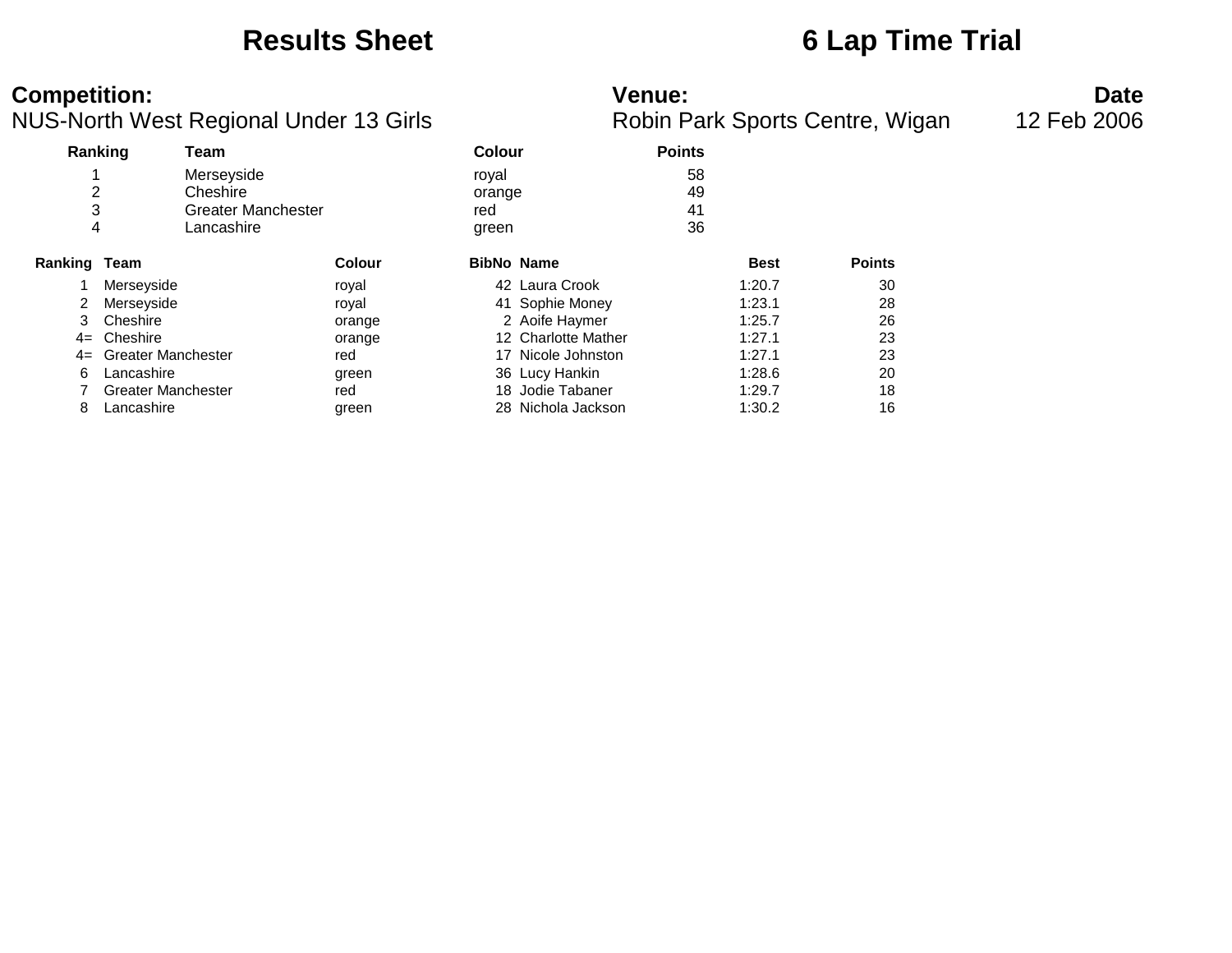## Results Sheet

## 6 Lap Time Trial

**Competition:**
NUS-North West Regional Under 13 Girls

**Venue:**
Robin Park Sports Centre, Wigan

**Date**
12 Feb 2006

| Ranking | Team | Colour | Points |
|---|---|---|---|
| 1 | Merseyside | royal | 58 |
| 2 | Cheshire | orange | 49 |
| 3 | Greater Manchester | red | 41 |
| 4 | Lancashire | green | 36 |

| Ranking | Team | Colour | BibNo | Name | Best | Points |
|---|---|---|---|---|---|---|
| 1 | Merseyside | royal | 42 | Laura Crook | 1:20.7 | 30 |
| 2 | Merseyside | royal | 41 | Sophie Money | 1:23.1 | 28 |
| 3 | Cheshire | orange | 2 | Aoife Haymer | 1:25.7 | 26 |
| 4= | Cheshire | orange | 12 | Charlotte Mather | 1:27.1 | 23 |
| 4= | Greater Manchester | red | 17 | Nicole Johnston | 1:27.1 | 23 |
| 6 | Lancashire | green | 36 | Lucy Hankin | 1:28.6 | 20 |
| 7 | Greater Manchester | red | 18 | Jodie Tabaner | 1:29.7 | 18 |
| 8 | Lancashire | green | 28 | Nichola Jackson | 1:30.2 | 16 |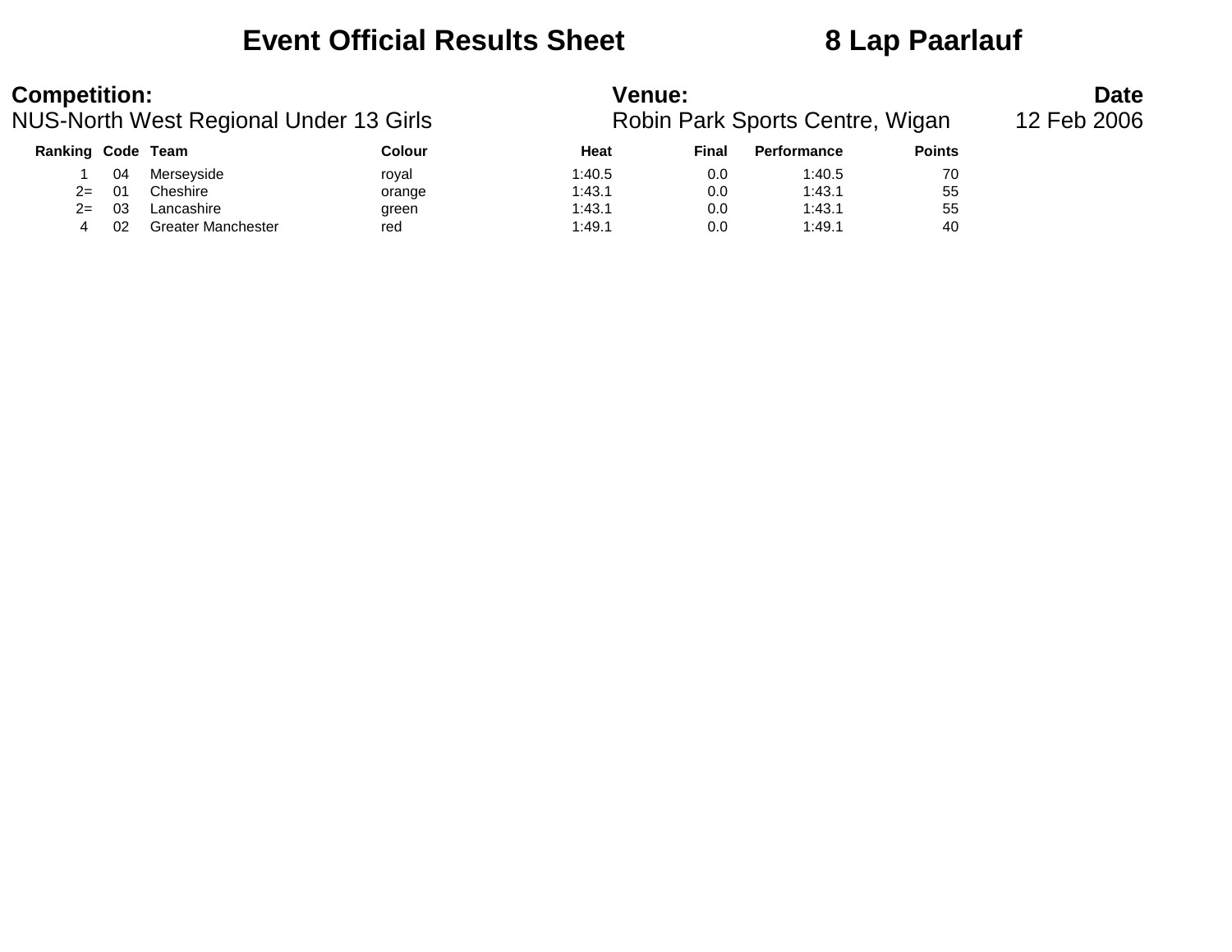# Event Official Results Sheet 8 Lap Paarlauf

**Competition:**
NUS-North West Regional Under 13 Girls

**Venue:**
Robin Park Sports Centre, Wigan

**Date**
12 Feb 2006

| Ranking | Code | Team | Colour | Heat | Final | Performance | Points |
|---|---|---|---|---|---|---|---|
| 1 | 04 | Merseyside | royal | 1:40.5 | 0.0 | 1:40.5 | 70 |
| 2= | 01 | Cheshire | orange | 1:43.1 | 0.0 | 1:43.1 | 55 |
| 2= | 03 | Lancashire | green | 1:43.1 | 0.0 | 1:43.1 | 55 |
| 4 | 02 | Greater Manchester | red | 1:49.1 | 0.0 | 1:49.1 | 40 |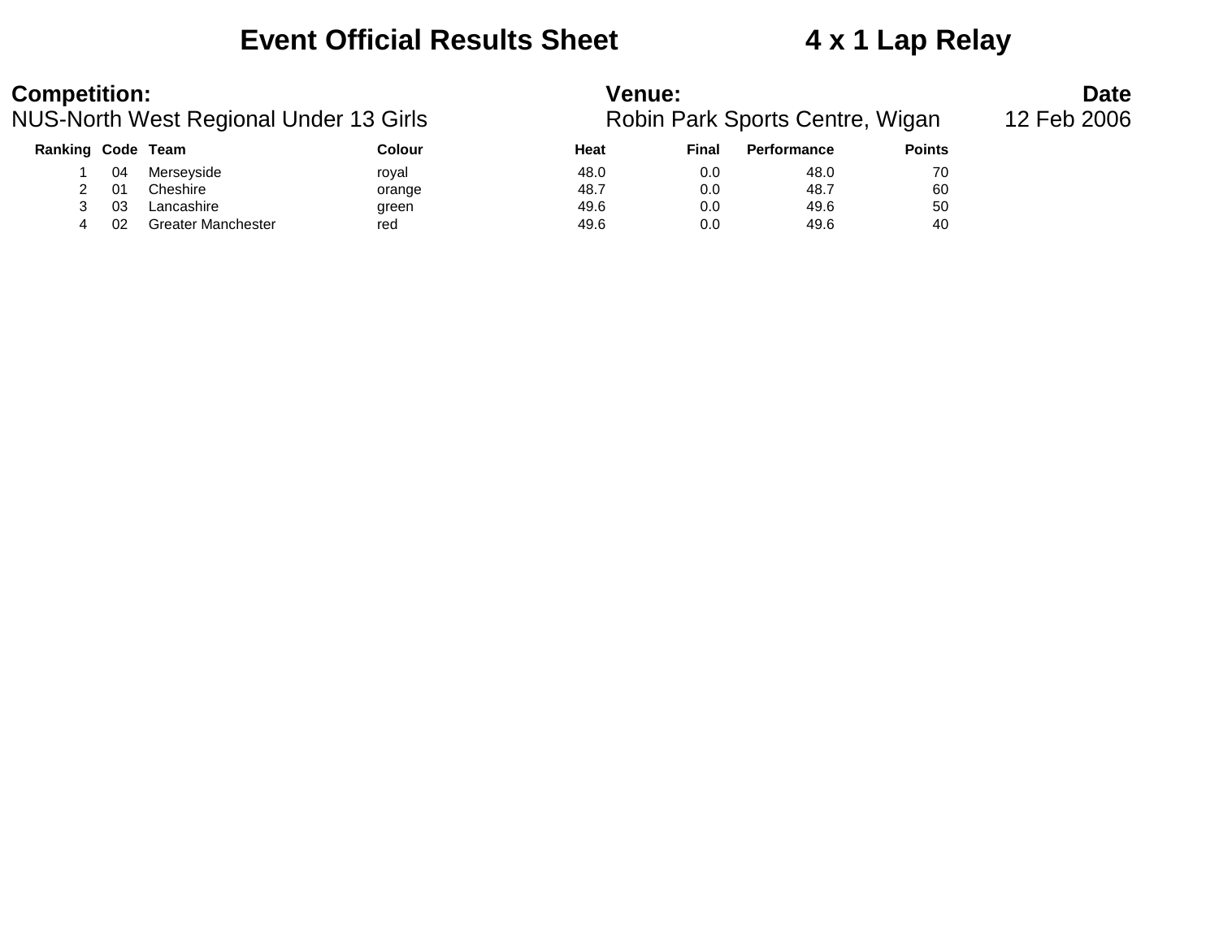# Event Official Results Sheet 4 x 1 Lap Relay

**Competition:**
NUS-North West Regional Under 13 Girls

**Venue:**
Robin Park Sports Centre, Wigan

**Date**
12 Feb 2006

| Ranking | Code | Team | Colour | Heat | Final | Performance | Points |
|---|---|---|---|---|---|---|---|
| 1 | 04 | Merseyside | royal | 48.0 | 0.0 | 48.0 | 70 |
| 2 | 01 | Cheshire | orange | 48.7 | 0.0 | 48.7 | 60 |
| 3 | 03 | Lancashire | green | 49.6 | 0.0 | 49.6 | 50 |
| 4 | 02 | Greater Manchester | red | 49.6 | 0.0 | 49.6 | 40 |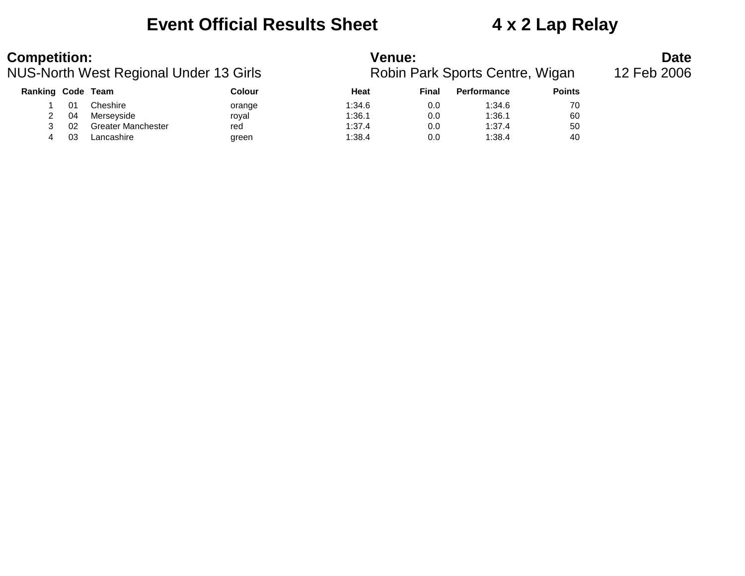# Event Official Results Sheet 4 x 2 Lap Relay

**Competition:**
NUS-North West Regional Under 13 Girls

**Venue:**
Robin Park Sports Centre, Wigan

**Date**
12 Feb 2006

| Ranking | Code | Team | Colour | Heat | Final | Performance | Points |
|---|---|---|---|---|---|---|---|
| 1 | 01 | Cheshire | orange | 1:34.6 | 0.0 | 1:34.6 | 70 |
| 2 | 04 | Merseyside | royal | 1:36.1 | 0.0 | 1:36.1 | 60 |
| 3 | 02 | Greater Manchester | red | 1:37.4 | 0.0 | 1:37.4 | 50 |
| 4 | 03 | Lancashire | green | 1:38.4 | 0.0 | 1:38.4 | 40 |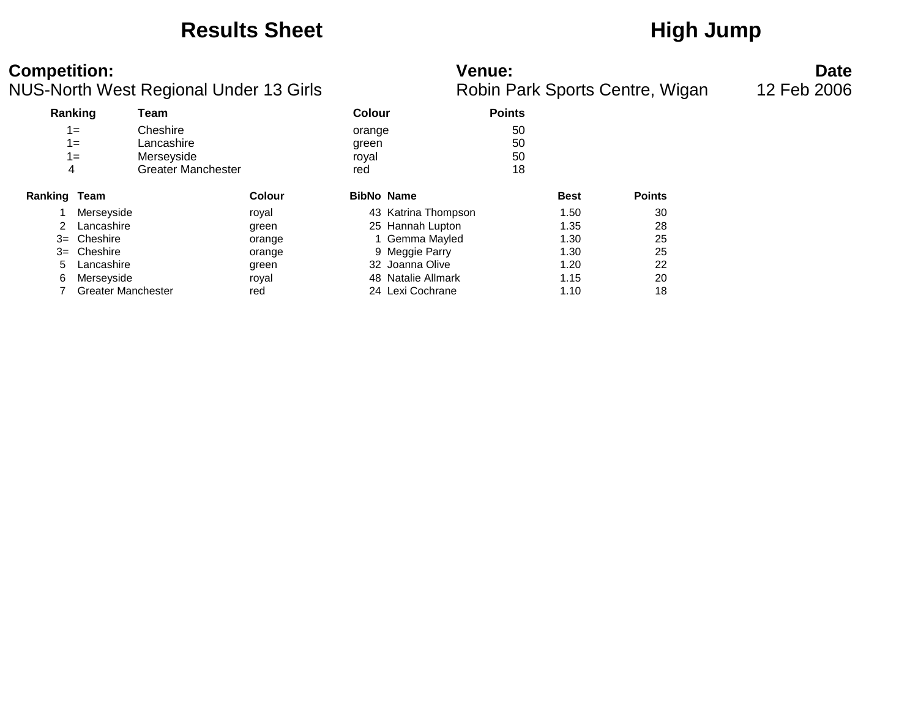# Results Sheet — High Jump

**Competition:**
NUS-North West Regional Under 13 Girls

**Venue:**
Robin Park Sports Centre, Wigan

**Date**
12 Feb 2006

| Ranking | Team | Colour | Points |
|---|---|---|---|
| 1= | Cheshire | orange | 50 |
| 1= | Lancashire | green | 50 |
| 1= | Merseyside | royal | 50 |
| 4 | Greater Manchester | red | 18 |

| Ranking | Team | Colour | BibNo | Name | Best | Points |
|---|---|---|---|---|---|---|
| 1 | Merseyside | royal | 43 | Katrina Thompson | 1.50 | 30 |
| 2 | Lancashire | green | 25 | Hannah Lupton | 1.35 | 28 |
| 3= | Cheshire | orange | 1 | Gemma Mayled | 1.30 | 25 |
| 3= | Cheshire | orange | 9 | Meggie Parry | 1.30 | 25 |
| 5 | Lancashire | green | 32 | Joanna Olive | 1.20 | 22 |
| 6 | Merseyside | royal | 48 | Natalie Allmark | 1.15 | 20 |
| 7 | Greater Manchester | red | 24 | Lexi Cochrane | 1.10 | 18 |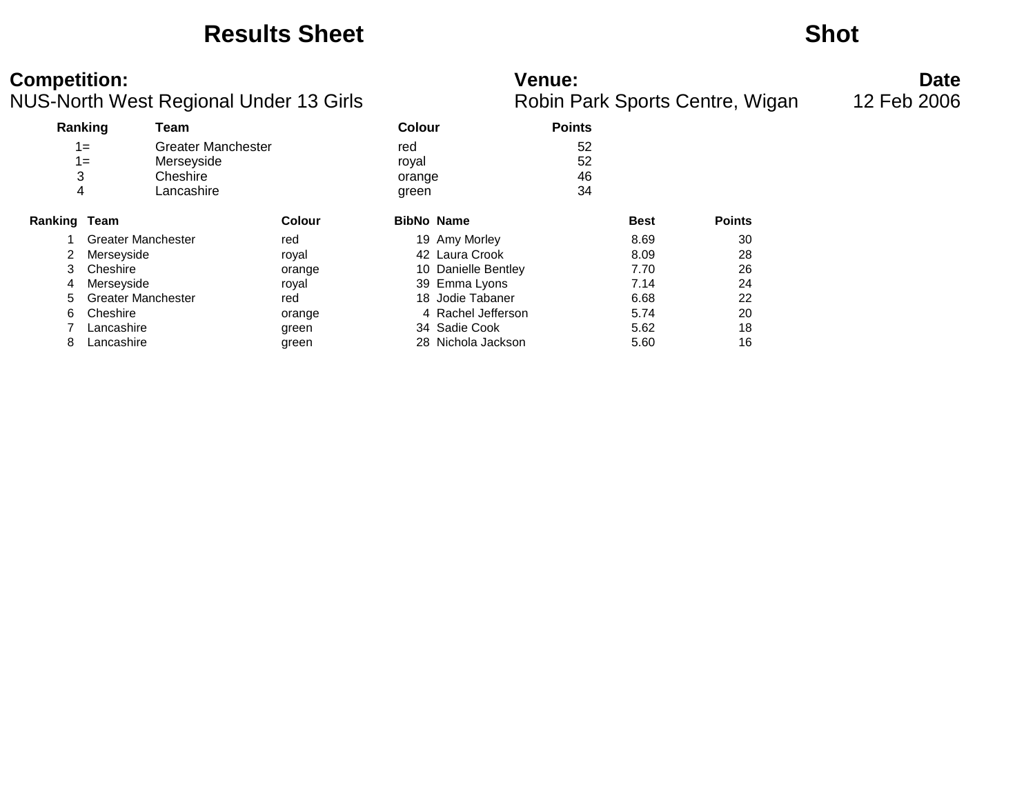# Results Sheet — Shot

**Competition:** NUS-North West Regional Under 13 Girls

**Venue:** Robin Park Sports Centre, Wigan

**Date:** 12 Feb 2006

| Ranking | Team | Colour | Points |
|---|---|---|---|
| 1= | Greater Manchester | red | 52 |
| 1= | Merseyside | royal | 52 |
| 3 | Cheshire | orange | 46 |
| 4 | Lancashire | green | 34 |

| Ranking | Team | Colour | BibNo | Name | Best | Points |
|---|---|---|---|---|---|---|
| 1 | Greater Manchester | red | 19 | Amy Morley | 8.69 | 30 |
| 2 | Merseyside | royal | 42 | Laura Crook | 8.09 | 28 |
| 3 | Cheshire | orange | 10 | Danielle Bentley | 7.70 | 26 |
| 4 | Merseyside | royal | 39 | Emma Lyons | 7.14 | 24 |
| 5 | Greater Manchester | red | 18 | Jodie Tabaner | 6.68 | 22 |
| 6 | Cheshire | orange | 4 | Rachel Jefferson | 5.74 | 20 |
| 7 | Lancashire | green | 34 | Sadie Cook | 5.62 | 18 |
| 8 | Lancashire | green | 28 | Nichola Jackson | 5.60 | 16 |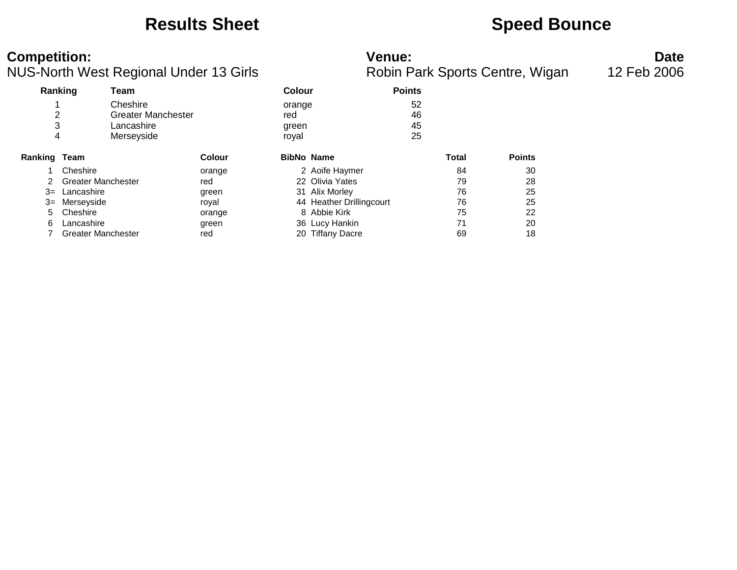# Results Sheet

# Speed Bounce

**Competition:**
NUS-North West Regional Under 13 Girls

**Venue:**
Robin Park Sports Centre, Wigan

**Date**
12 Feb 2006

| Ranking | Team | Colour | Points |
|---|---|---|---|
| 1 | Cheshire | orange | 52 |
| 2 | Greater Manchester | red | 46 |
| 3 | Lancashire | green | 45 |
| 4 | Merseyside | royal | 25 |

| Ranking | Team | Colour | BibNo | Name | Total | Points |
|---|---|---|---|---|---|---|
| 1 | Cheshire | orange | 2 | Aoife Haymer | 84 | 30 |
| 2 | Greater Manchester | red | 22 | Olivia Yates | 79 | 28 |
| 3= | Lancashire | green | 31 | Alix Morley | 76 | 25 |
| 3= | Merseyside | royal | 44 | Heather Drillingcourt | 76 | 25 |
| 5 | Cheshire | orange | 8 | Abbie Kirk | 75 | 22 |
| 6 | Lancashire | green | 36 | Lucy Hankin | 71 | 20 |
| 7 | Greater Manchester | red | 20 | Tiffany Dacre | 69 | 18 |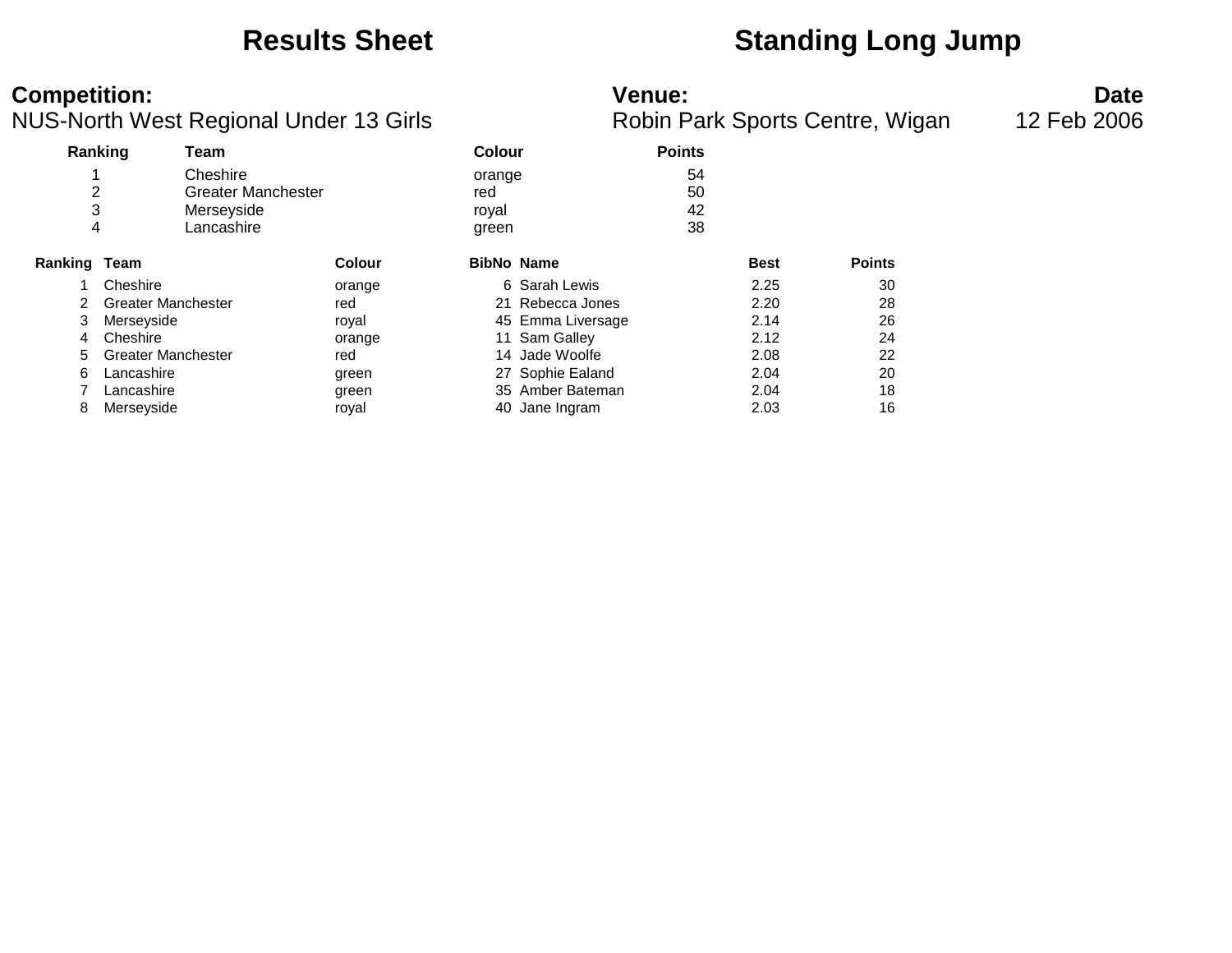# Results Sheet — Standing Long Jump

**Competition:** NUS-North West Regional Under 13 Girls

**Venue:** Robin Park Sports Centre, Wigan

**Date** 12 Feb 2006

| Ranking | Team | Colour | Points |
|---|---|---|---|
| 1 | Cheshire | orange | 54 |
| 2 | Greater Manchester | red | 50 |
| 3 | Merseyside | royal | 42 |
| 4 | Lancashire | green | 38 |

| Ranking | Team | Colour | BibNo | Name | Best | Points |
|---|---|---|---|---|---|---|
| 1 | Cheshire | orange | 6 | Sarah Lewis | 2.25 | 30 |
| 2 | Greater Manchester | red | 21 | Rebecca Jones | 2.20 | 28 |
| 3 | Merseyside | royal | 45 | Emma Liversage | 2.14 | 26 |
| 4 | Cheshire | orange | 11 | Sam Galley | 2.12 | 24 |
| 5 | Greater Manchester | red | 14 | Jade Woolfe | 2.08 | 22 |
| 6 | Lancashire | green | 27 | Sophie Ealand | 2.04 | 20 |
| 7 | Lancashire | green | 35 | Amber Bateman | 2.04 | 18 |
| 8 | Merseyside | royal | 40 | Jane Ingram | 2.03 | 16 |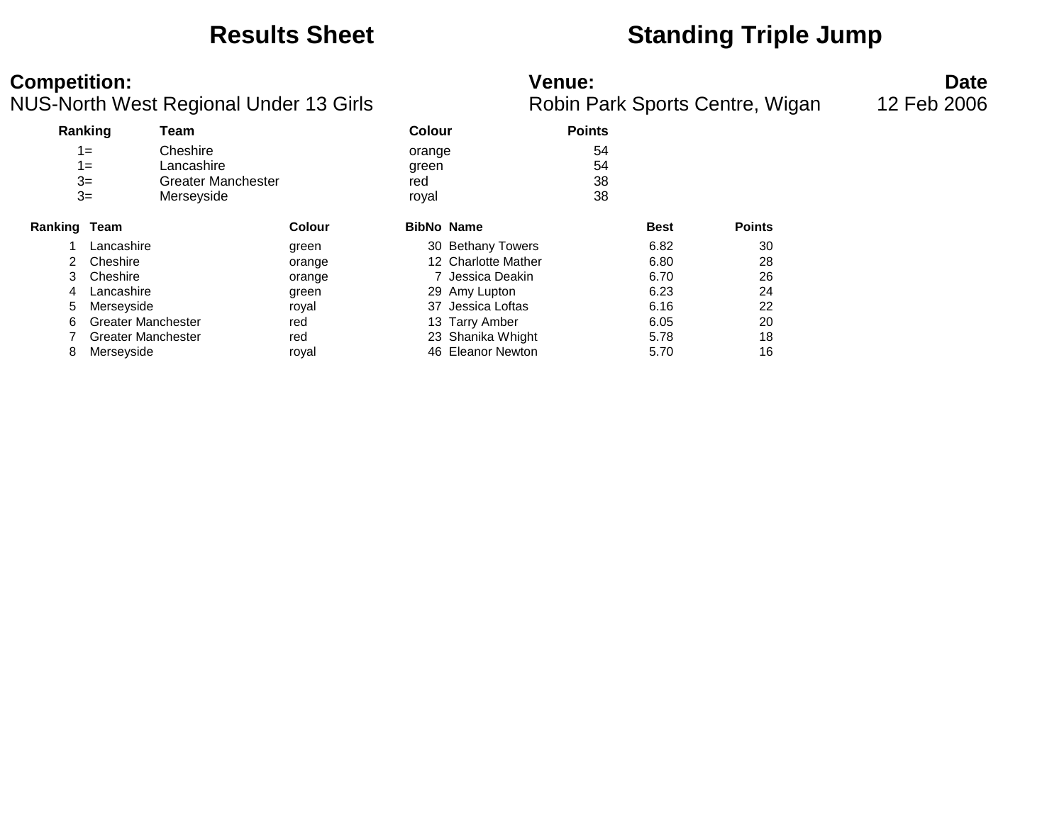# Results Sheet — Standing Triple Jump

**Competition:**
NUS-North West Regional Under 13 Girls

**Venue:**
Robin Park Sports Centre, Wigan

**Date**
12 Feb 2006

| Ranking | Team | Colour | Points |
|---|---|---|---|
| 1= | Cheshire | orange | 54 |
| 1= | Lancashire | green | 54 |
| 3= | Greater Manchester | red | 38 |
| 3= | Merseyside | royal | 38 |

| Ranking | Team | Colour | BibNo | Name | Best | Points |
|---|---|---|---|---|---|---|
| 1 | Lancashire | green | 30 | Bethany Towers | 6.82 | 30 |
| 2 | Cheshire | orange | 12 | Charlotte Mather | 6.80 | 28 |
| 3 | Cheshire | orange | 7 | Jessica Deakin | 6.70 | 26 |
| 4 | Lancashire | green | 29 | Amy Lupton | 6.23 | 24 |
| 5 | Merseyside | royal | 37 | Jessica Loftas | 6.16 | 22 |
| 6 | Greater Manchester | red | 13 | Tarry Amber | 6.05 | 20 |
| 7 | Greater Manchester | red | 23 | Shanika Whight | 5.78 | 18 |
| 8 | Merseyside | royal | 46 | Eleanor Newton | 5.70 | 16 |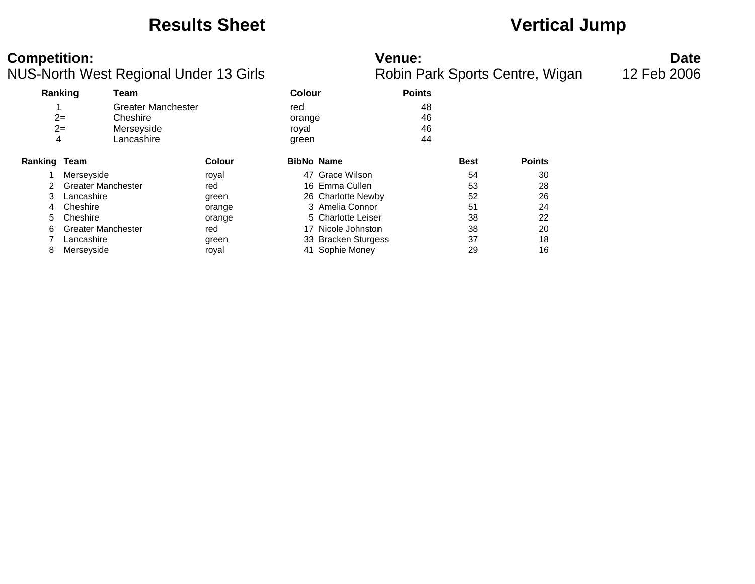# Results Sheet

# Vertical Jump

**Competition:**
NUS-North West Regional Under 13 Girls

**Venue:**
Robin Park Sports Centre, Wigan

**Date**
12 Feb 2006

| Ranking | Team | Colour | Points |
|---|---|---|---|
| 1 | Greater Manchester | red | 48 |
| 2= | Cheshire | orange | 46 |
| 2= | Merseyside | royal | 46 |
| 4 | Lancashire | green | 44 |

| Ranking | Team | Colour | BibNo | Name | Best | Points |
|---|---|---|---|---|---|---|
| 1 | Merseyside | royal | 47 | Grace Wilson | 54 | 30 |
| 2 | Greater Manchester | red | 16 | Emma Cullen | 53 | 28 |
| 3 | Lancashire | green | 26 | Charlotte Newby | 52 | 26 |
| 4 | Cheshire | orange | 3 | Amelia Connor | 51 | 24 |
| 5 | Cheshire | orange | 5 | Charlotte Leiser | 38 | 22 |
| 6 | Greater Manchester | red | 17 | Nicole Johnston | 38 | 20 |
| 7 | Lancashire | green | 33 | Bracken Sturgess | 37 | 18 |
| 8 | Merseyside | royal | 41 | Sophie Money | 29 | 16 |